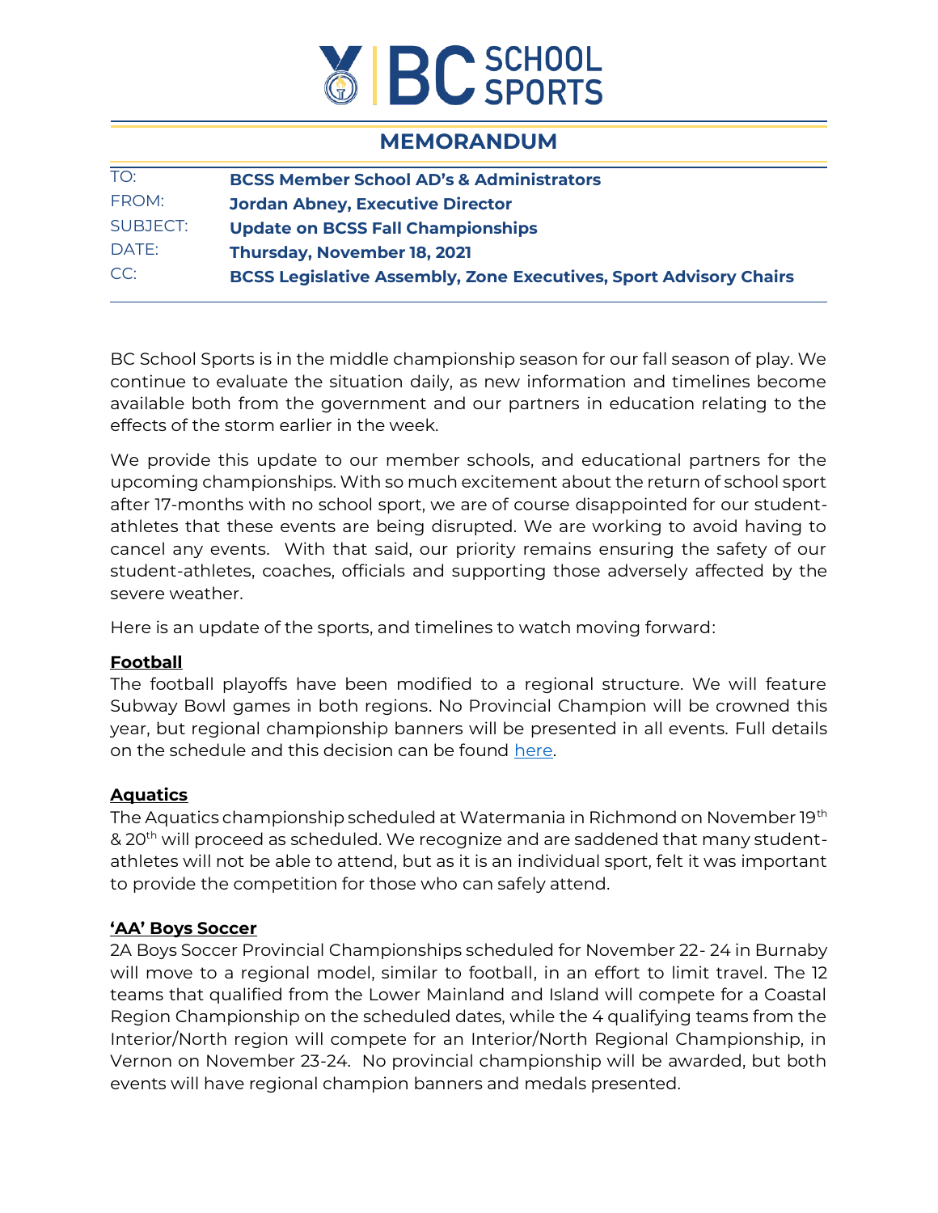# MEMORANDUM

| | |
|---|---|
| TO: | **BCSS Member School AD's & Administrators** |
| FROM: | **Jordan Abney, Executive Director** |
| SUBJECT: | **Update on BCSS Fall Championships** |
| DATE: | **Thursday, November 18, 2021** |
| CC: | **BCSS Legislative Assembly, Zone Executives, Sport Advisory Chairs** |

BC School Sports is in the middle championship season for our fall season of play. We continue to evaluate the situation daily, as new information and timelines become available both from the government and our partners in education relating to the effects of the storm earlier in the week.

We provide this update to our member schools, and educational partners for the upcoming championships. With so much excitement about the return of school sport after 17-months with no school sport, we are of course disappointed for our student-athletes that these events are being disrupted. We are working to avoid having to cancel any events. With that said, our priority remains ensuring the safety of our student-athletes, coaches, officials and supporting those adversely affected by the severe weather.

Here is an update of the sports, and timelines to watch moving forward:

**Football**

The football playoffs have been modified to a regional structure. We will feature Subway Bowl games in both regions. No Provincial Champion will be crowned this year, but regional championship banners will be presented in all events. Full details on the schedule and this decision can be found here.

**Aquatics**

The Aquatics championship scheduled at Watermania in Richmond on November 19th & 20th will proceed as scheduled. We recognize and are saddened that many student-athletes will not be able to attend, but as it is an individual sport, felt it was important to provide the competition for those who can safely attend.

**'AA' Boys Soccer**

2A Boys Soccer Provincial Championships scheduled for November 22- 24 in Burnaby will move to a regional model, similar to football, in an effort to limit travel. The 12 teams that qualified from the Lower Mainland and Island will compete for a Coastal Region Championship on the scheduled dates, while the 4 qualifying teams from the Interior/North region will compete for an Interior/North Regional Championship, in Vernon on November 23-24. No provincial championship will be awarded, but both events will have regional champion banners and medals presented.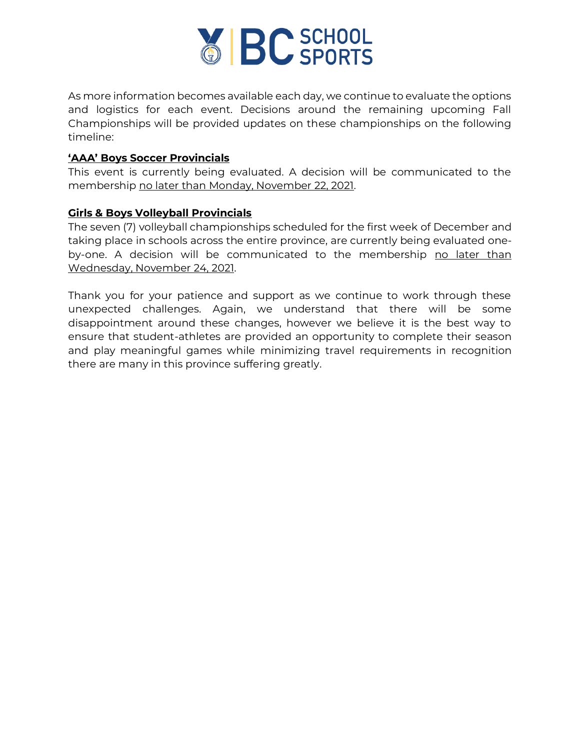As more information becomes available each day, we continue to evaluate the options and logistics for each event. Decisions around the remaining upcoming Fall Championships will be provided updates on these championships on the following timeline:

**<u>'AAA' Boys Soccer Provincials</u>**

This event is currently being evaluated. A decision will be communicated to the membership <u>no later than Monday, November 22, 2021</u>.

**<u>Girls & Boys Volleyball Provincials</u>**

The seven (7) volleyball championships scheduled for the first week of December and taking place in schools across the entire province, are currently being evaluated one-by-one. A decision will be communicated to the membership <u>no later than Wednesday, November 24, 2021</u>.

Thank you for your patience and support as we continue to work through these unexpected challenges. Again, we understand that there will be some disappointment around these changes, however we believe it is the best way to ensure that student-athletes are provided an opportunity to complete their season and play meaningful games while minimizing travel requirements in recognition there are many in this province suffering greatly.